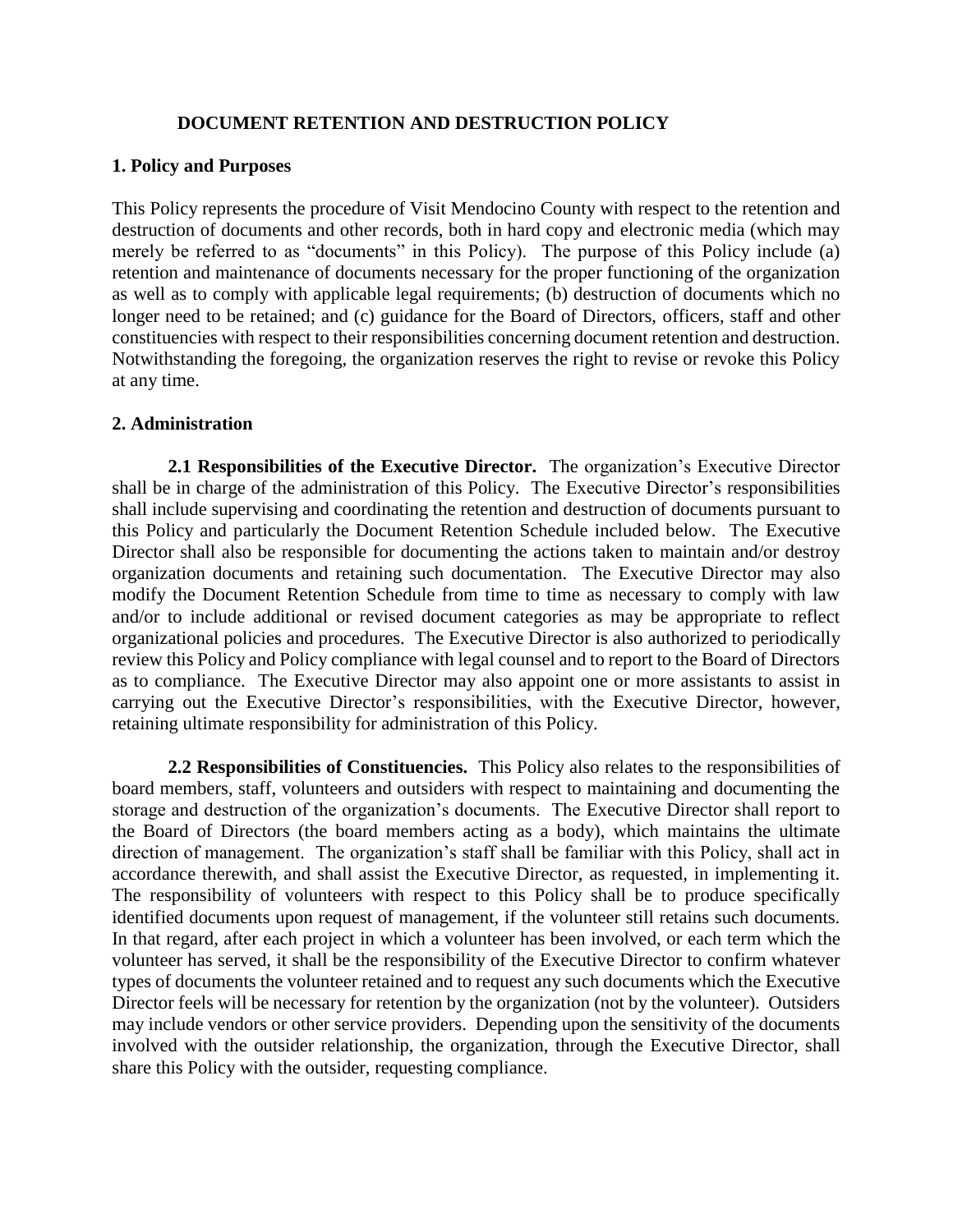# DOCUMENT RETENTION AND DESTRUCTION POLICY

## 1. Policy and Purposes

This Policy represents the procedure of Visit Mendocino County with respect to the retention and destruction of documents and other records, both in hard copy and electronic media (which may merely be referred to as "documents" in this Policy). The purpose of this Policy include (a) retention and maintenance of documents necessary for the proper functioning of the organization as well as to comply with applicable legal requirements; (b) destruction of documents which no longer need to be retained; and (c) guidance for the Board of Directors, officers, staff and other constituencies with respect to their responsibilities concerning document retention and destruction. Notwithstanding the foregoing, the organization reserves the right to revise or revoke this Policy at any time.

## 2. Administration

**2.1 Responsibilities of the Executive Director.** The organization's Executive Director shall be in charge of the administration of this Policy. The Executive Director's responsibilities shall include supervising and coordinating the retention and destruction of documents pursuant to this Policy and particularly the Document Retention Schedule included below. The Executive Director shall also be responsible for documenting the actions taken to maintain and/or destroy organization documents and retaining such documentation. The Executive Director may also modify the Document Retention Schedule from time to time as necessary to comply with law and/or to include additional or revised document categories as may be appropriate to reflect organizational policies and procedures. The Executive Director is also authorized to periodically review this Policy and Policy compliance with legal counsel and to report to the Board of Directors as to compliance. The Executive Director may also appoint one or more assistants to assist in carrying out the Executive Director's responsibilities, with the Executive Director, however, retaining ultimate responsibility for administration of this Policy.

**2.2 Responsibilities of Constituencies.** This Policy also relates to the responsibilities of board members, staff, volunteers and outsiders with respect to maintaining and documenting the storage and destruction of the organization's documents. The Executive Director shall report to the Board of Directors (the board members acting as a body), which maintains the ultimate direction of management. The organization's staff shall be familiar with this Policy, shall act in accordance therewith, and shall assist the Executive Director, as requested, in implementing it. The responsibility of volunteers with respect to this Policy shall be to produce specifically identified documents upon request of management, if the volunteer still retains such documents. In that regard, after each project in which a volunteer has been involved, or each term which the volunteer has served, it shall be the responsibility of the Executive Director to confirm whatever types of documents the volunteer retained and to request any such documents which the Executive Director feels will be necessary for retention by the organization (not by the volunteer). Outsiders may include vendors or other service providers. Depending upon the sensitivity of the documents involved with the outsider relationship, the organization, through the Executive Director, shall share this Policy with the outsider, requesting compliance.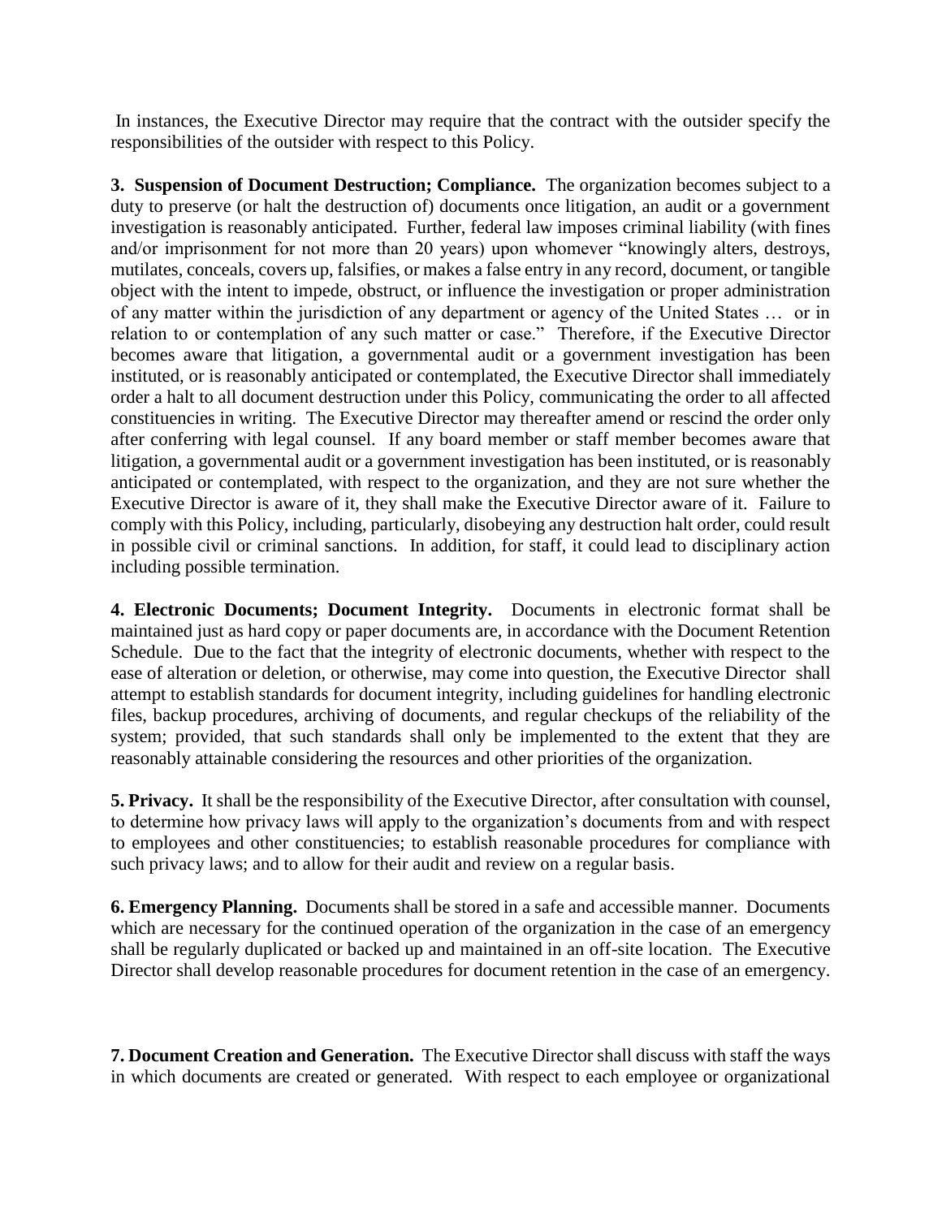In instances, the Executive Director may require that the contract with the outsider specify the responsibilities of the outsider with respect to this Policy.

**3. Suspension of Document Destruction; Compliance.** The organization becomes subject to a duty to preserve (or halt the destruction of) documents once litigation, an audit or a government investigation is reasonably anticipated. Further, federal law imposes criminal liability (with fines and/or imprisonment for not more than 20 years) upon whomever "knowingly alters, destroys, mutilates, conceals, covers up, falsifies, or makes a false entry in any record, document, or tangible object with the intent to impede, obstruct, or influence the investigation or proper administration of any matter within the jurisdiction of any department or agency of the United States … or in relation to or contemplation of any such matter or case." Therefore, if the Executive Director becomes aware that litigation, a governmental audit or a government investigation has been instituted, or is reasonably anticipated or contemplated, the Executive Director shall immediately order a halt to all document destruction under this Policy, communicating the order to all affected constituencies in writing. The Executive Director may thereafter amend or rescind the order only after conferring with legal counsel. If any board member or staff member becomes aware that litigation, a governmental audit or a government investigation has been instituted, or is reasonably anticipated or contemplated, with respect to the organization, and they are not sure whether the Executive Director is aware of it, they shall make the Executive Director aware of it. Failure to comply with this Policy, including, particularly, disobeying any destruction halt order, could result in possible civil or criminal sanctions. In addition, for staff, it could lead to disciplinary action including possible termination.

**4. Electronic Documents; Document Integrity.** Documents in electronic format shall be maintained just as hard copy or paper documents are, in accordance with the Document Retention Schedule. Due to the fact that the integrity of electronic documents, whether with respect to the ease of alteration or deletion, or otherwise, may come into question, the Executive Director shall attempt to establish standards for document integrity, including guidelines for handling electronic files, backup procedures, archiving of documents, and regular checkups of the reliability of the system; provided, that such standards shall only be implemented to the extent that they are reasonably attainable considering the resources and other priorities of the organization.

**5. Privacy.** It shall be the responsibility of the Executive Director, after consultation with counsel, to determine how privacy laws will apply to the organization's documents from and with respect to employees and other constituencies; to establish reasonable procedures for compliance with such privacy laws; and to allow for their audit and review on a regular basis.

**6. Emergency Planning.** Documents shall be stored in a safe and accessible manner. Documents which are necessary for the continued operation of the organization in the case of an emergency shall be regularly duplicated or backed up and maintained in an off-site location. The Executive Director shall develop reasonable procedures for document retention in the case of an emergency.

**7. Document Creation and Generation.** The Executive Director shall discuss with staff the ways in which documents are created or generated. With respect to each employee or organizational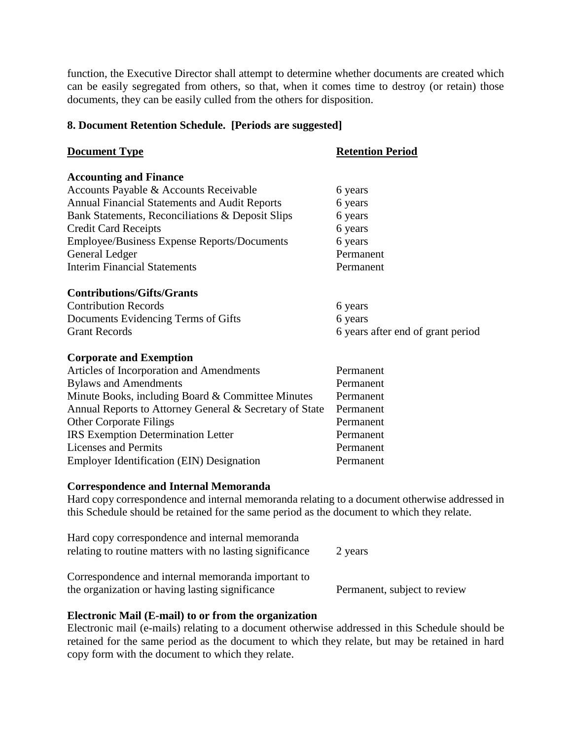function, the Executive Director shall attempt to determine whether documents are created which can be easily segregated from others, so that, when it comes time to destroy (or retain) those documents, they can be easily culled from the others for disposition.

**8. Document Retention Schedule. [Periods are suggested]**

| Document Type | Retention Period |
|---|---|
| **Accounting and Finance** | |
| Accounts Payable & Accounts Receivable | 6 years |
| Annual Financial Statements and Audit Reports | 6 years |
| Bank Statements, Reconciliations & Deposit Slips | 6 years |
| Credit Card Receipts | 6 years |
| Employee/Business Expense Reports/Documents | 6 years |
| General Ledger | Permanent |
| Interim Financial Statements | Permanent |
| **Contributions/Gifts/Grants** | |
| Contribution Records | 6 years |
| Documents Evidencing Terms of Gifts | 6 years |
| Grant Records | 6 years after end of grant period |
| **Corporate and Exemption** | |
| Articles of Incorporation and Amendments | Permanent |
| Bylaws and Amendments | Permanent |
| Minute Books, including Board & Committee Minutes | Permanent |
| Annual Reports to Attorney General & Secretary of State | Permanent |
| Other Corporate Filings | Permanent |
| IRS Exemption Determination Letter | Permanent |
| Licenses and Permits | Permanent |
| Employer Identification (EIN) Designation | Permanent |

**Correspondence and Internal Memoranda**

Hard copy correspondence and internal memoranda relating to a document otherwise addressed in this Schedule should be retained for the same period as the document to which they relate.

| | |
|---|---|
| Hard copy correspondence and internal memoranda relating to routine matters with no lasting significance | 2 years |
| Correspondence and internal memoranda important to the organization or having lasting significance | Permanent, subject to review |

**Electronic Mail (E-mail) to or from the organization**

Electronic mail (e-mails) relating to a document otherwise addressed in this Schedule should be retained for the same period as the document to which they relate, but may be retained in hard copy form with the document to which they relate.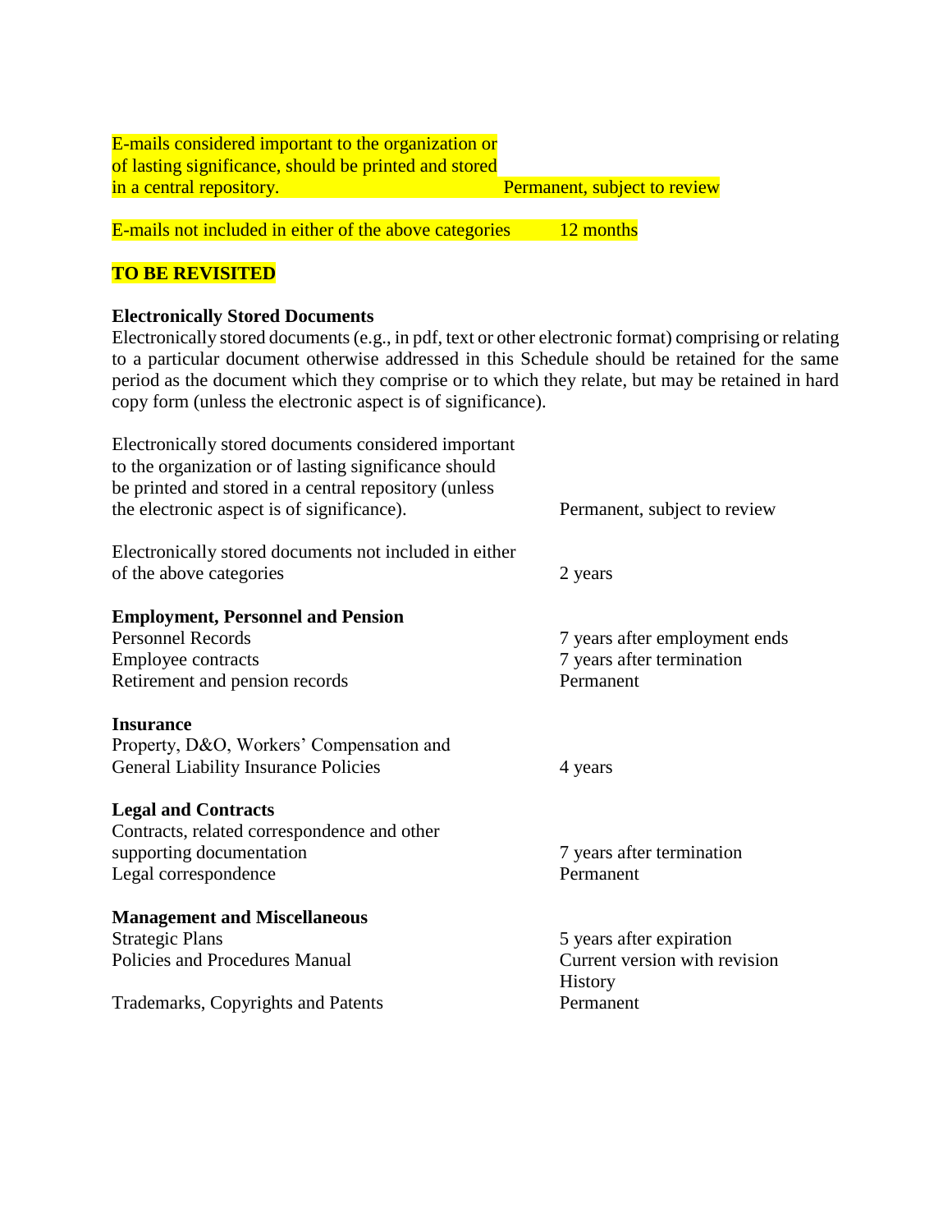| | |
|---|---|
| E-mails considered important to the organization or of lasting significance, should be printed and stored in a central repository. | Permanent, subject to review |
| E-mails not included in either of the above categories | 12 months |

**TO BE REVISITED**

**Electronically Stored Documents**

Electronically stored documents (e.g., in pdf, text or other electronic format) comprising or relating to a particular document otherwise addressed in this Schedule should be retained for the same period as the document which they comprise or to which they relate, but may be retained in hard copy form (unless the electronic aspect is of significance).

| | |
|---|---|
| Electronically stored documents considered important to the organization or of lasting significance should be printed and stored in a central repository (unless the electronic aspect is of significance). | Permanent, subject to review |
| Electronically stored documents not included in either of the above categories | 2 years |

**Employment, Personnel and Pension**

| | |
|---|---|
| Personnel Records | 7 years after employment ends |
| Employee contracts | 7 years after termination |
| Retirement and pension records | Permanent |

**Insurance**

| | |
|---|---|
| Property, D&O, Workers' Compensation and General Liability Insurance Policies | 4 years |

**Legal and Contracts**

| | |
|---|---|
| Contracts, related correspondence and other supporting documentation | 7 years after termination |
| Legal correspondence | Permanent |

**Management and Miscellaneous**

| | |
|---|---|
| Strategic Plans | 5 years after expiration |
| Policies and Procedures Manual | Current version with revision History |
| Trademarks, Copyrights and Patents | Permanent |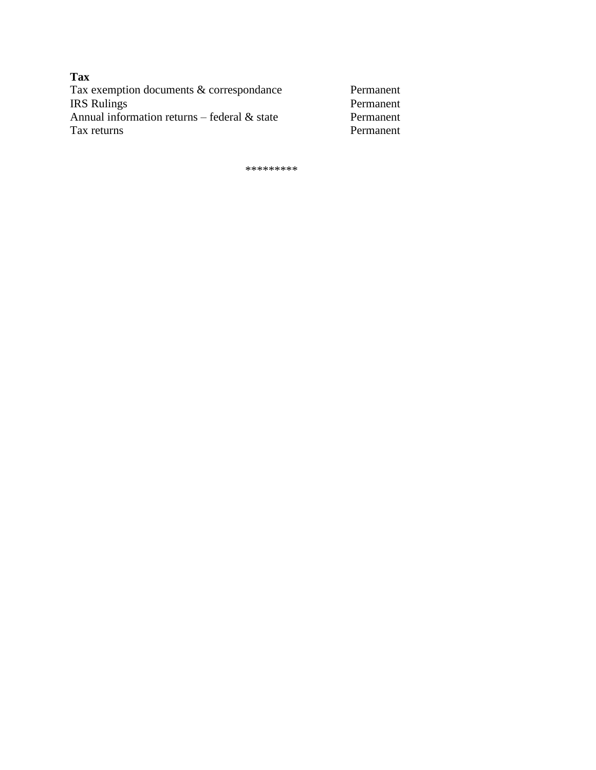**Tax**

| | |
|---|---|
| Tax exemption documents & correspondance | Permanent |
| IRS Rulings | Permanent |
| Annual information returns – federal & state | Permanent |
| Tax returns | Permanent |

*********